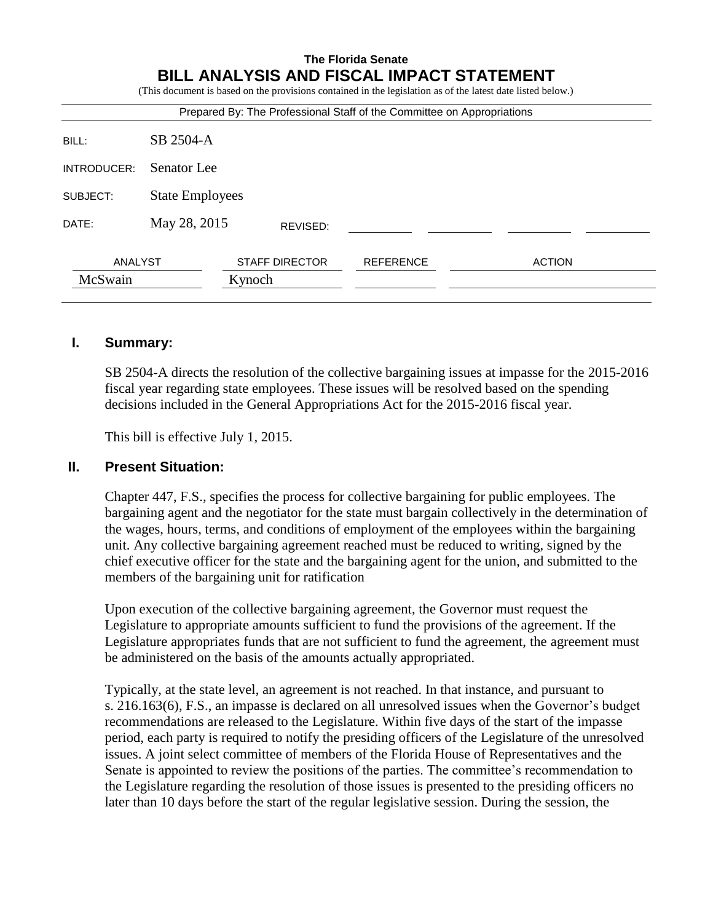**The Florida Senate**

# BILL ANALYSIS AND FISCAL IMPACT STATEMENT

(This document is based on the provisions contained in the legislation as of the latest date listed below.)

Prepared By: The Professional Staff of the Committee on Appropriations

| | |
|---|---|
| BILL: | SB 2504-A |
| INTRODUCER: | Senator Lee |
| SUBJECT: | State Employees |
| DATE: | May 28, 2015 REVISED: |

| ANALYST | STAFF DIRECTOR | REFERENCE | ACTION |
|---|---|---|---|
| McSwain | Kynoch | | |

## I. Summary:

SB 2504-A directs the resolution of the collective bargaining issues at impasse for the 2015-2016 fiscal year regarding state employees. These issues will be resolved based on the spending decisions included in the General Appropriations Act for the 2015-2016 fiscal year.

This bill is effective July 1, 2015.

## II. Present Situation:

Chapter 447, F.S., specifies the process for collective bargaining for public employees. The bargaining agent and the negotiator for the state must bargain collectively in the determination of the wages, hours, terms, and conditions of employment of the employees within the bargaining unit. Any collective bargaining agreement reached must be reduced to writing, signed by the chief executive officer for the state and the bargaining agent for the union, and submitted to the members of the bargaining unit for ratification

Upon execution of the collective bargaining agreement, the Governor must request the Legislature to appropriate amounts sufficient to fund the provisions of the agreement. If the Legislature appropriates funds that are not sufficient to fund the agreement, the agreement must be administered on the basis of the amounts actually appropriated.

Typically, at the state level, an agreement is not reached. In that instance, and pursuant to s. 216.163(6), F.S., an impasse is declared on all unresolved issues when the Governor's budget recommendations are released to the Legislature. Within five days of the start of the impasse period, each party is required to notify the presiding officers of the Legislature of the unresolved issues. A joint select committee of members of the Florida House of Representatives and the Senate is appointed to review the positions of the parties. The committee's recommendation to the Legislature regarding the resolution of those issues is presented to the presiding officers no later than 10 days before the start of the regular legislative session. During the session, the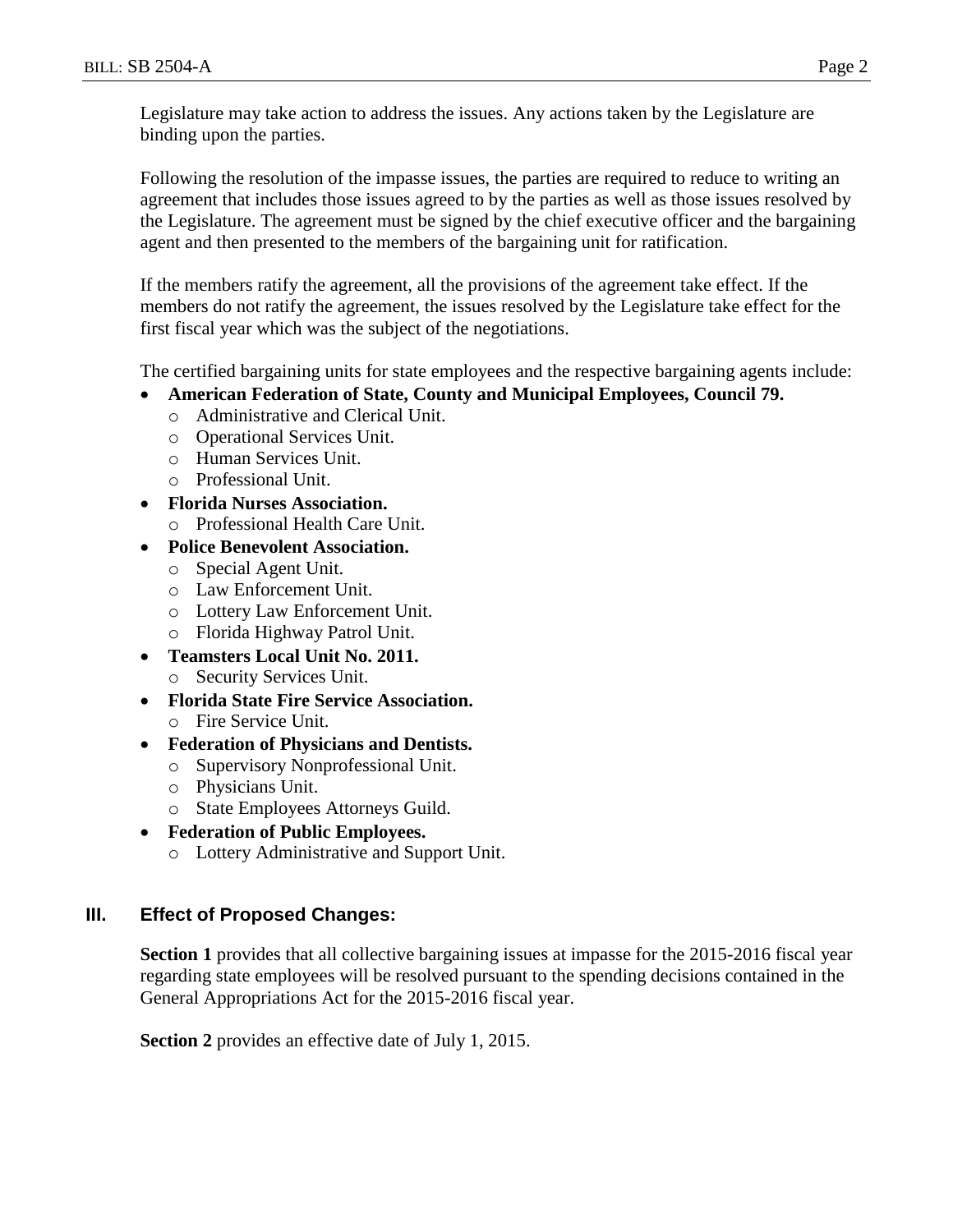Legislature may take action to address the issues. Any actions taken by the Legislature are binding upon the parties.

Following the resolution of the impasse issues, the parties are required to reduce to writing an agreement that includes those issues agreed to by the parties as well as those issues resolved by the Legislature. The agreement must be signed by the chief executive officer and the bargaining agent and then presented to the members of the bargaining unit for ratification.

If the members ratify the agreement, all the provisions of the agreement take effect. If the members do not ratify the agreement, the issues resolved by the Legislature take effect for the first fiscal year which was the subject of the negotiations.

The certified bargaining units for state employees and the respective bargaining agents include:

- **American Federation of State, County and Municipal Employees, Council 79.**
  - Administrative and Clerical Unit.
  - Operational Services Unit.
  - Human Services Unit.
  - Professional Unit.
- **Florida Nurses Association.**
  - Professional Health Care Unit.
- **Police Benevolent Association.**
  - Special Agent Unit.
  - Law Enforcement Unit.
  - Lottery Law Enforcement Unit.
  - Florida Highway Patrol Unit.
- **Teamsters Local Unit No. 2011.**
  - Security Services Unit.
- **Florida State Fire Service Association.**
  - Fire Service Unit.
- **Federation of Physicians and Dentists.**
  - Supervisory Nonprofessional Unit.
  - Physicians Unit.
  - State Employees Attorneys Guild.
- **Federation of Public Employees.**
  - Lottery Administrative and Support Unit.

## III. Effect of Proposed Changes:

**Section 1** provides that all collective bargaining issues at impasse for the 2015-2016 fiscal year regarding state employees will be resolved pursuant to the spending decisions contained in the General Appropriations Act for the 2015-2016 fiscal year.

**Section 2** provides an effective date of July 1, 2015.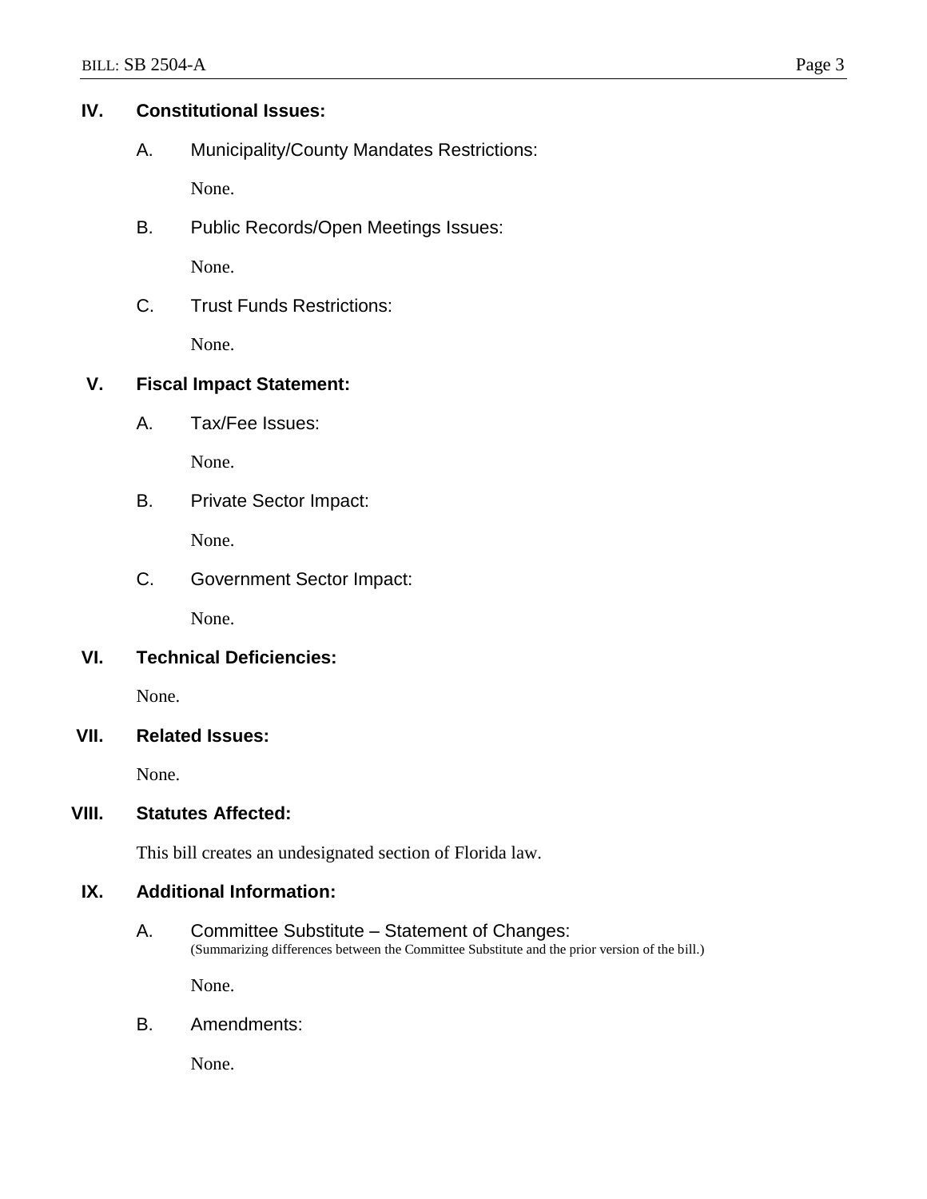## IV. Constitutional Issues:

### A. Municipality/County Mandates Restrictions:

None.

### B. Public Records/Open Meetings Issues:

None.

### C. Trust Funds Restrictions:

None.

## V. Fiscal Impact Statement:

### A. Tax/Fee Issues:

None.

### B. Private Sector Impact:

None.

### C. Government Sector Impact:

None.

## VI. Technical Deficiencies:

None.

## VII. Related Issues:

None.

## VIII. Statutes Affected:

This bill creates an undesignated section of Florida law.

## IX. Additional Information:

### A. Committee Substitute – Statement of Changes:

(Summarizing differences between the Committee Substitute and the prior version of the bill.)

None.

### B. Amendments:

None.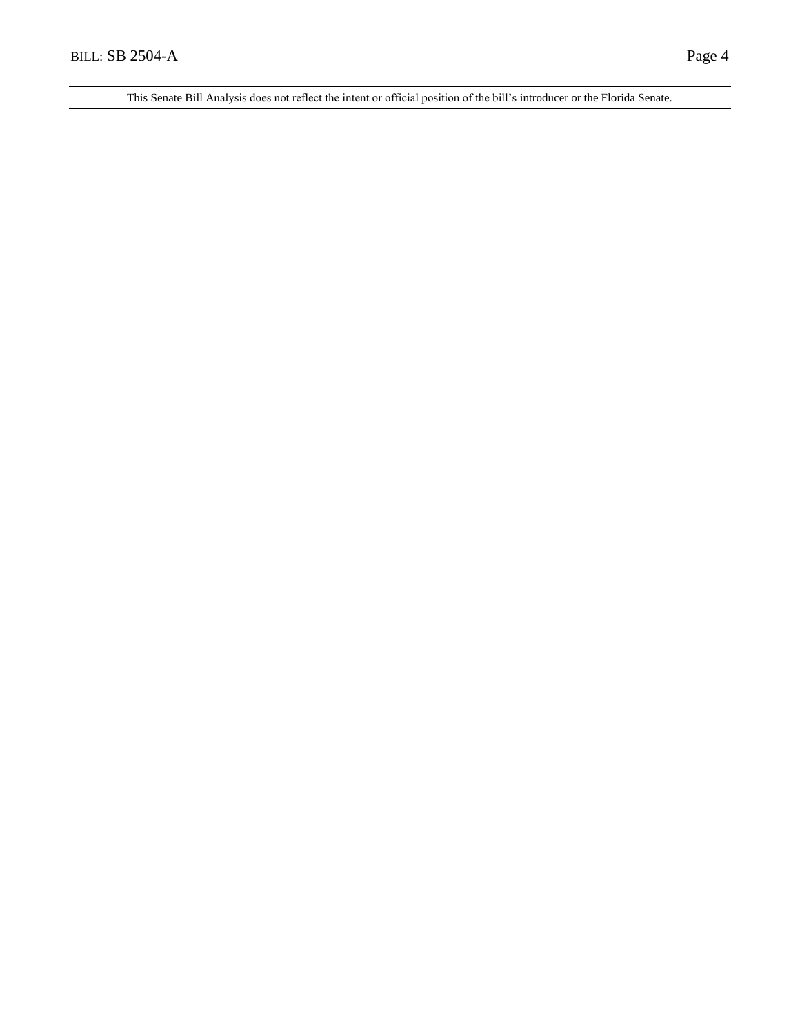This Senate Bill Analysis does not reflect the intent or official position of the bill's introducer or the Florida Senate.